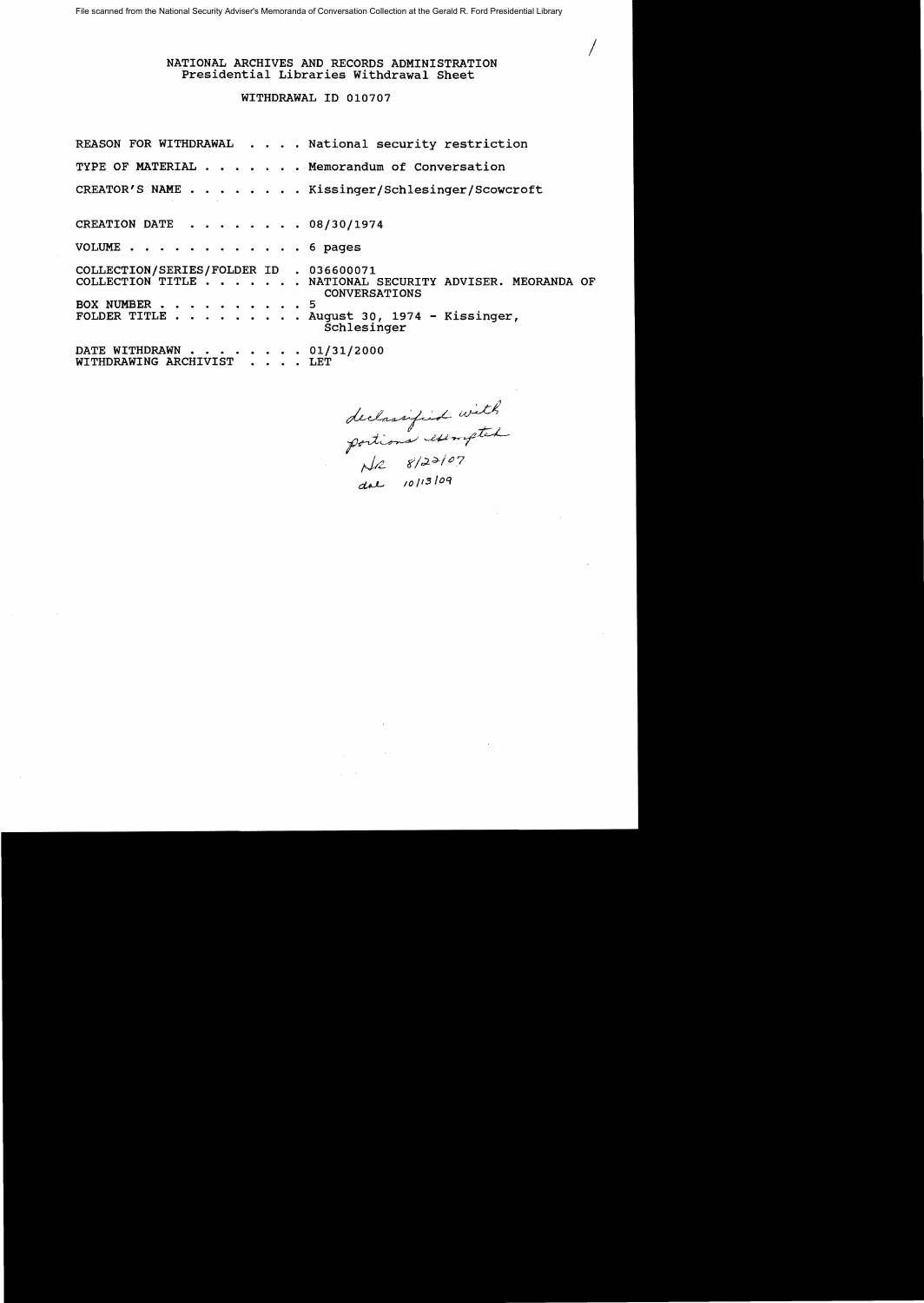File scanned from the National Security Adviser's Memoranda of Conversation Collection at the Gerald R. Ford Presidential Library

/

NATIONAL ARCHIVES AND RECORDS ADMINISTRATION
Presidential Libraries Withdrawal Sheet

WITHDRAWAL ID 010707

REASON FOR WITHDRAWAL . . . . National security restriction

TYPE OF MATERIAL . . . . . . . Memorandum of Conversation

CREATOR'S NAME . . . . . . . . Kissinger/Schlesinger/Scowcroft

CREATION DATE . . . . . . . . 08/30/1974

VOLUME . . . . . . . . . . . . 6 pages

COLLECTION/SERIES/FOLDER ID . 036600071
COLLECTION TITLE . . . . . . . NATIONAL SECURITY ADVISER. MEORANDA OF CONVERSATIONS
BOX NUMBER . . . . . . . . . . 5
FOLDER TITLE . . . . . . . . . August 30, 1974 - Kissinger, Schlesinger

DATE WITHDRAWN . . . . . . . . 01/31/2000
WITHDRAWING ARCHIVIST . . . . LET

declassified with portions exempted
NR 8/22/07
dal 10/13/09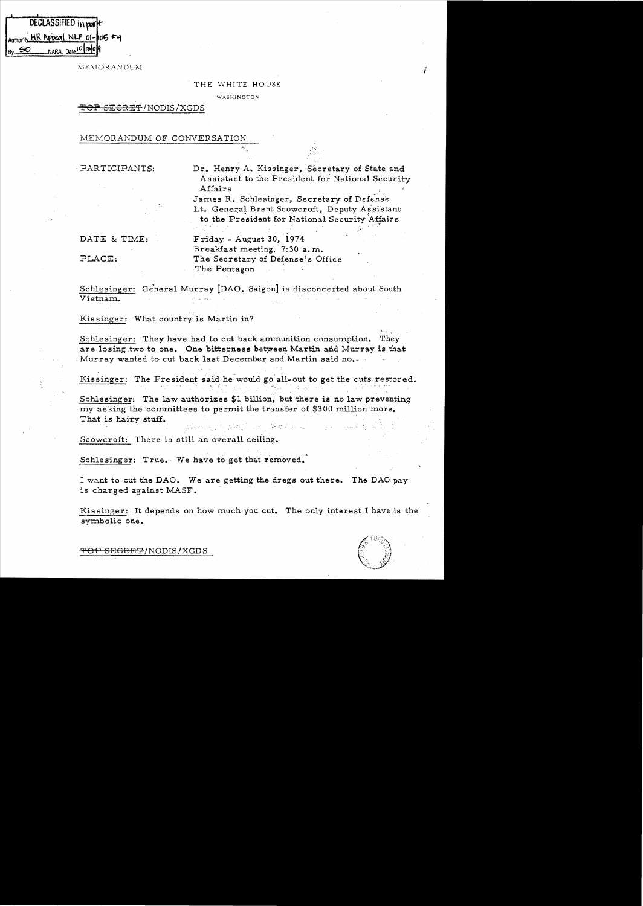DECLASSIFIED in part
Authority MR Appeal NLF 01-105 #9
By SO NARA, Date 10/8/09

MEMORANDUM

THE WHITE HOUSE

WASHINGTON

~~TOP SECRET~~/NODIS/XGDS

MEMORANDUM OF CONVERSATION

PARTICIPANTS: Dr. Henry A. Kissinger, Secretary of State and Assistant to the President for National Security Affairs
James R. Schlesinger, Secretary of Defense
Lt. General Brent Scowcroft, Deputy Assistant to the President for National Security Affairs

DATE & TIME: Friday - August 30, 1974
Breakfast meeting, 7:30 a.m.

PLACE: The Secretary of Defense's Office
The Pentagon

Schlesinger: General Murray [DAO, Saigon] is disconcerted about South Vietnam.

Kissinger: What country is Martin in?

Schlesinger: They have had to cut back ammunition consumption. They are losing two to one. One bitterness between Martin and Murray is that Murray wanted to cut back last December and Martin said no.

Kissinger: The President said he would go all-out to get the cuts restored.

Schlesinger: The law authorizes $1 billion, but there is no law preventing my asking the committees to permit the transfer of $300 million more. That is hairy stuff.

Scowcroft: There is still an overall ceiling.

Schlesinger: True. We have to get that removed.

I want to cut the DAO. We are getting the dregs out there. The DAO pay is charged against MASF.

Kissinger: It depends on how much you cut. The only interest I have is the symbolic one.

~~TOP SECRET~~/NODIS/XGDS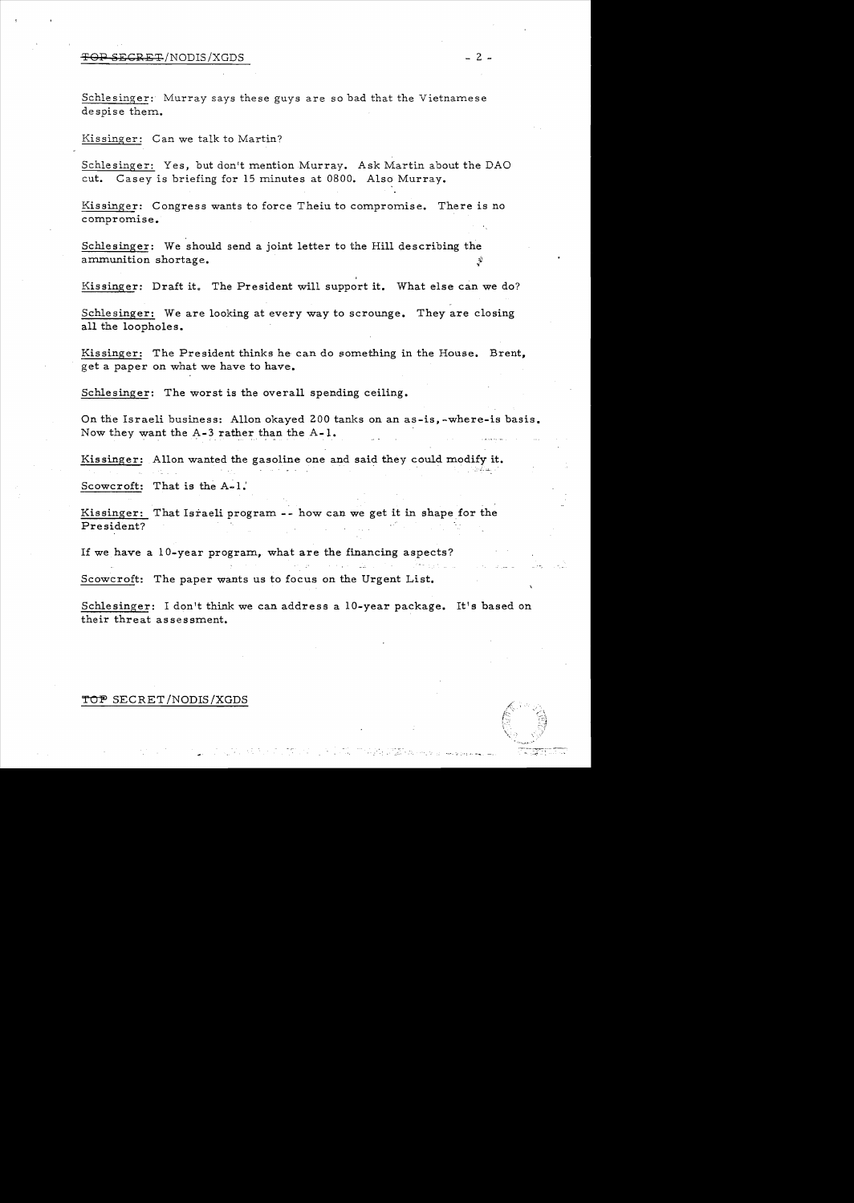Schlesinger: Murray says these guys are so bad that the Vietnamese despise them.

Kissinger: Can we talk to Martin?

Schlesinger: Yes, but don't mention Murray. Ask Martin about the DAO cut. Casey is briefing for 15 minutes at 0800. Also Murray.

Kissinger: Congress wants to force Theiu to compromise. There is no compromise.

Schlesinger: We should send a joint letter to the Hill describing the ammunition shortage.

Kissinger: Draft it. The President will support it. What else can we do?

Schlesinger: We are looking at every way to scrounge. They are closing all the loopholes.

Kissinger: The President thinks he can do something in the House. Brent, get a paper on what we have to have.

Schlesinger: The worst is the overall spending ceiling.

On the Israeli business: Allon okayed 200 tanks on an as-is,-where-is basis. Now they want the A-3 rather than the A-1.

Kissinger: Allon wanted the gasoline one and said they could modify it.

Scowcroft: That is the A-1.

Kissinger: That Israeli program -- how can we get it in shape for the President?

If we have a 10-year program, what are the financing aspects?

Scowcroft: The paper wants us to focus on the Urgent List.

Schlesinger: I don't think we can address a 10-year package. It's based on their threat assessment.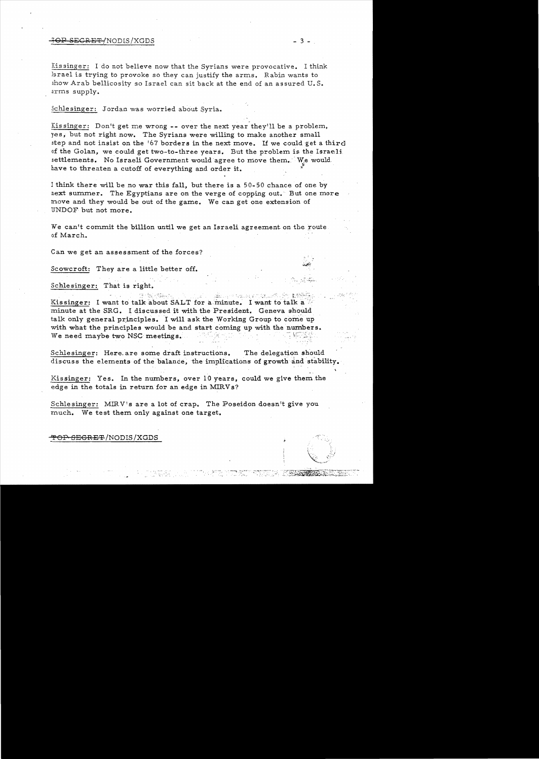Kissinger: I do not believe now that the Syrians were provocative. I think Israel is trying to provoke so they can justify the arms. Rabin wants to show Arab bellicosity so Israel can sit back at the end of an assured U.S. arms supply.

Schlesinger: Jordan was worried about Syria.

Kissinger: Don't get me wrong -- over the next year they'll be a problem, yes, but not right now. The Syrians were willing to make another small step and not insist on the '67 borders in the next move. If we could get a third of the Golan, we could get two-to-three years. But the problem is the Israeli settlements. No Israeli Government would agree to move them. We would have to threaten a cutoff of everything and order it.

I think there will be no war this fall, but there is a 50-50 chance of one by next summer. The Egyptians are on the verge of copping out. But one more move and they would be out of the game. We can get one extension of UNDOF but not more.

We can't commit the billion until we get an Israeli agreement on the route of March.

Can we get an assessment of the forces?

Scowcroft: They are a little better off.

Schlesinger: That is right.

Kissinger: I want to talk about SALT for a minute. I want to talk a minute at the SRG. I discussed it with the President. Geneva should talk only general principles. I will ask the Working Group to come up with what the principles would be and start coming up with the numbers. We need maybe two NSC meetings.

Schlesinger: Here are some draft instructions. The delegation should discuss the elements of the balance, the implications of growth and stability.

Kissinger: Yes. In the numbers, over 10 years, could we give them the edge in the totals in return for an edge in MIRVs?

Schlesinger: MIRV's are a lot of crap. The Poseidon doesn't give you much. We test them only against one target.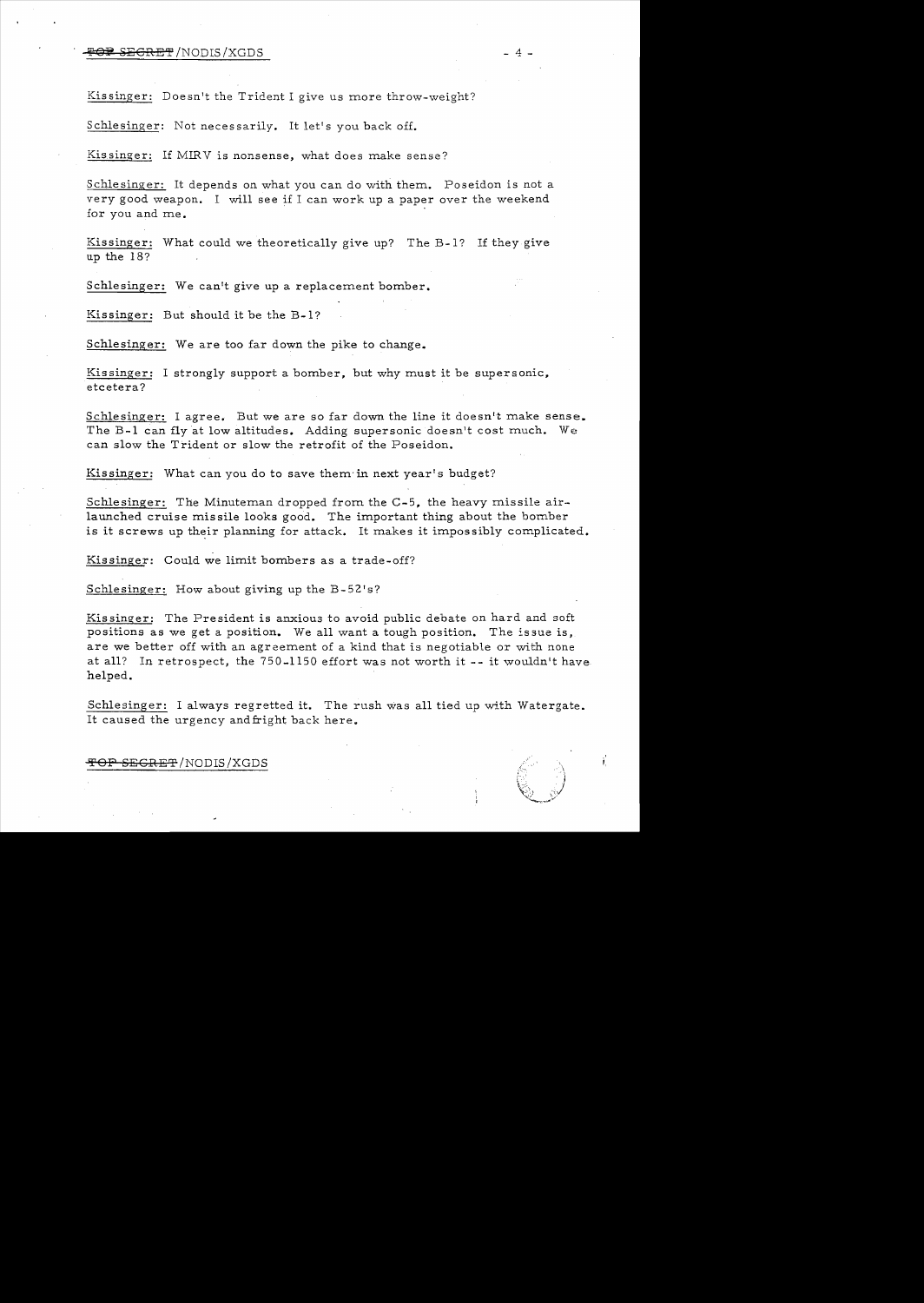Kissinger: Doesn't the Trident I give us more throw-weight?

Schlesinger: Not necessarily. It let's you back off.

Kissinger: If MIRV is nonsense, what does make sense?

Schlesinger: It depends on what you can do with them. Poseidon is not a very good weapon. I will see if I can work up a paper over the weekend for you and me.

Kissinger: What could we theoretically give up? The B-1? If they give up the 18?

Schlesinger: We can't give up a replacement bomber.

Kissinger: But should it be the B-1?

Schlesinger: We are too far down the pike to change.

Kissinger: I strongly support a bomber, but why must it be supersonic, etcetera?

Schlesinger: I agree. But we are so far down the line it doesn't make sense. The B-1 can fly at low altitudes. Adding supersonic doesn't cost much. We can slow the Trident or slow the retrofit of the Poseidon.

Kissinger: What can you do to save them in next year's budget?

Schlesinger: The Minuteman dropped from the C-5, the heavy missile air-launched cruise missile looks good. The important thing about the bomber is it screws up their planning for attack. It makes it impossibly complicated.

Kissinger: Could we limit bombers as a trade-off?

Schlesinger: How about giving up the B-52's?

Kissinger: The President is anxious to avoid public debate on hard and soft positions as we get a position. We all want a tough position. The issue is, are we better off with an agreement of a kind that is negotiable or with none at all? In retrospect, the 750-1150 effort was not worth it -- it wouldn't have helped.

Schlesinger: I always regretted it. The rush was all tied up with Watergate. It caused the urgency and fright back here.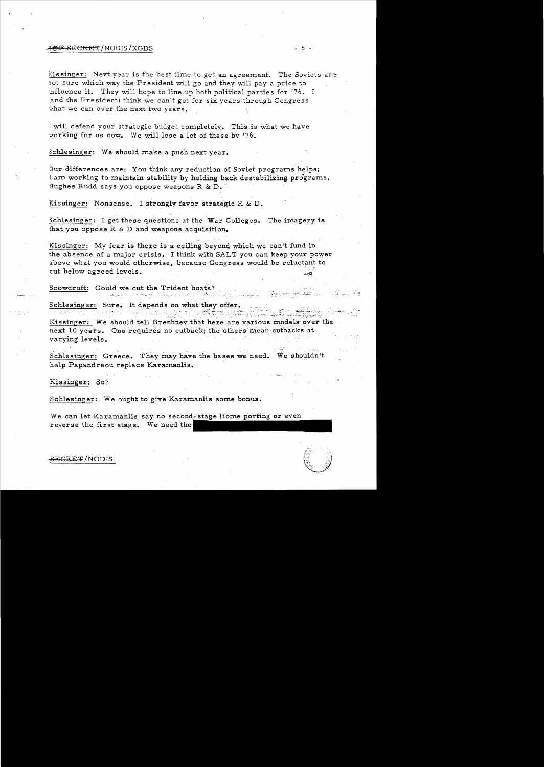Kissinger: Next year is the best time to get an agreement. The Soviets are not sure which way the President will go and they will pay a price to influence it. They will hope to line up both political parties for '76. I (and the President) think we can't get for six years through Congress what we can over the next two years.

I will defend your strategic budget completely. This is what we have working for us now. We will lose a lot of these by '76.

Schlesinger: We should make a push next year.

Our differences are: You think any reduction of Soviet programs helps; I am working to maintain stability by holding back destabilizing programs. Hughes Rudd says you oppose weapons R & D.

Kissinger: Nonsense. I strongly favor strategic R & D.

Schlesinger: I get these questions at the War Colleges. The imagery is that you oppose R & D and weapons acquisition.

Kissinger: My fear is there is a ceiling beyond which we can't fund in the absence of a major crisis. I think with SALT you can keep your power above what you would otherwise, because Congress would be reluctant to cut below agreed levels.

Scowcroft: Could we cut the Trident boats?

Schlesinger: Sure. It depends on what they offer.

Kissinger: We should tell Brezhnev that here are various models over the next 10 years. One requires no cutback; the others mean cutbacks at varying levels.

Schlesinger: Greece. They may have the bases we need. We shouldn't help Papandreou replace Karamanlis.

Kissinger: So?

Schlesinger: We ought to give Karamanlis some bonus.

We can let Karamanlis say no second-stage Home porting or even reverse the first stage. We need the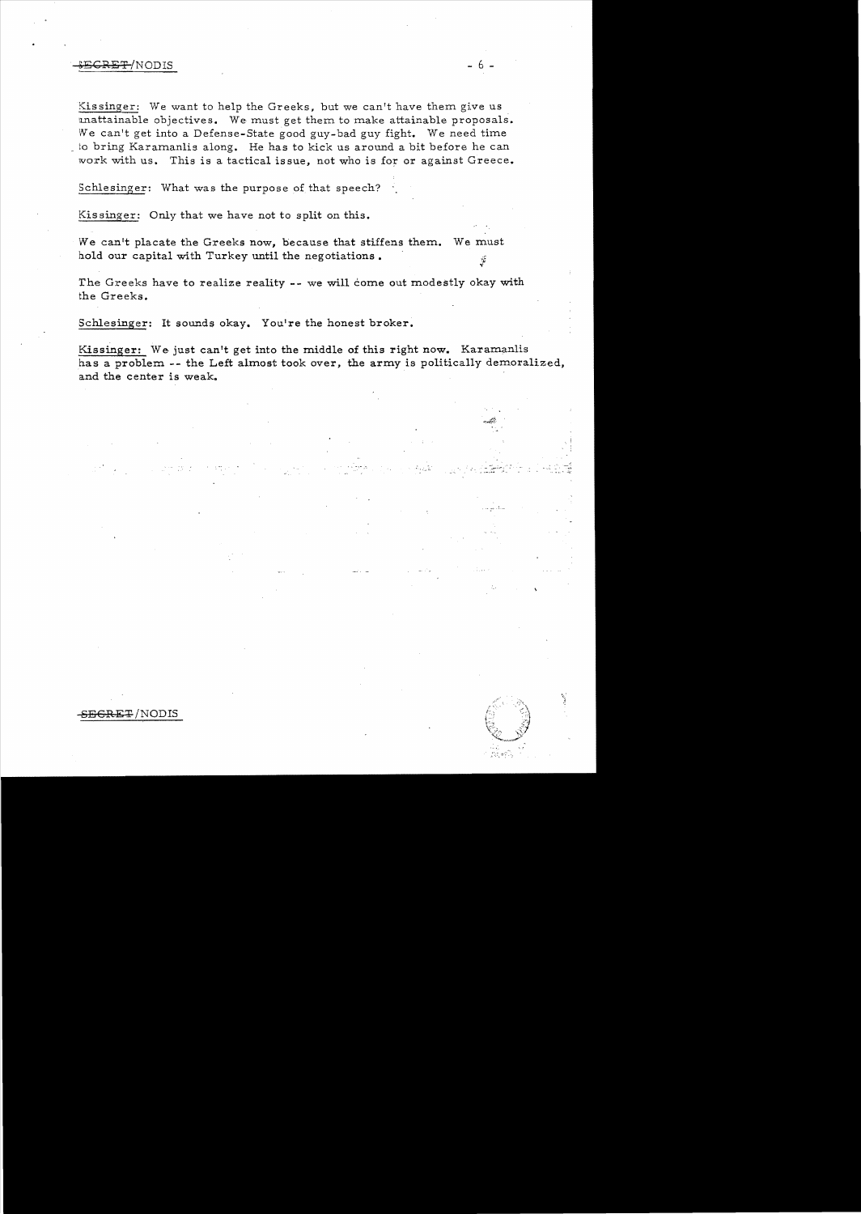Kissinger: We want to help the Greeks, but we can't have them give us unattainable objectives. We must get them to make attainable proposals. We can't get into a Defense-State good guy-bad guy fight. We need time to bring Karamanlis along. He has to kick us around a bit before he can work with us. This is a tactical issue, not who is for or against Greece.

Schlesinger: What was the purpose of that speech?

Kissinger: Only that we have not to split on this.

We can't placate the Greeks now, because that stiffens them. We must hold our capital with Turkey until the negotiations.

The Greeks have to realize reality -- we will come out modestly okay with the Greeks.

Schlesinger: It sounds okay. You're the honest broker.

Kissinger: We just can't get into the middle of this right now. Karamanlis has a problem -- the Left almost took over, the army is politically demoralized, and the center is weak.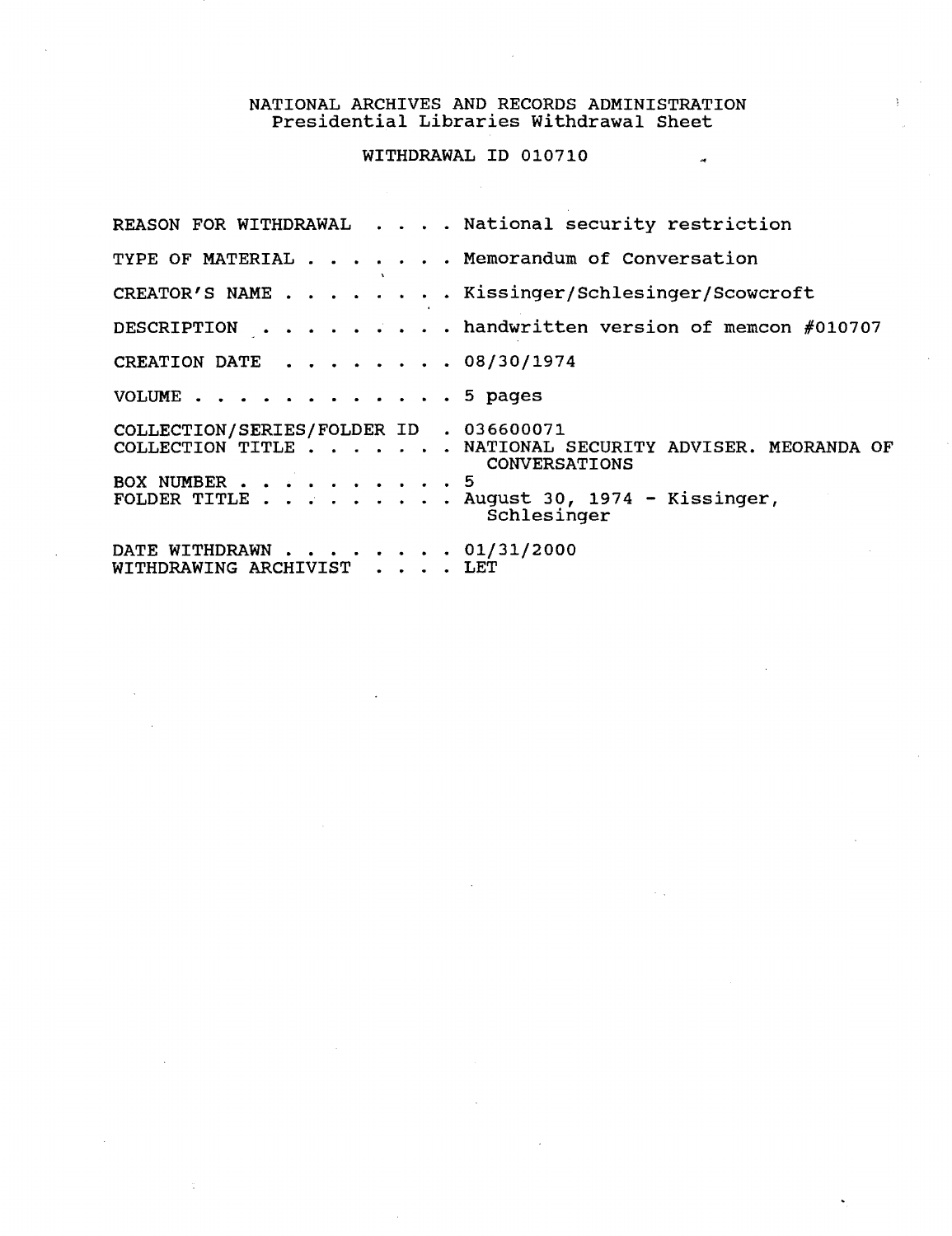NATIONAL ARCHIVES AND RECORDS ADMINISTRATION
Presidential Libraries Withdrawal Sheet

WITHDRAWAL ID 010710

REASON FOR WITHDRAWAL . . . . National security restriction

TYPE OF MATERIAL . . . . . . . Memorandum of Conversation

CREATOR'S NAME . . . . . . . . Kissinger/Schlesinger/Scowcroft

DESCRIPTION . . . . . . . . . handwritten version of memcon #010707

CREATION DATE . . . . . . . . 08/30/1974

VOLUME . . . . . . . . . . . . 5 pages

COLLECTION/SERIES/FOLDER ID . 036600071
COLLECTION TITLE . . . . . . . NATIONAL SECURITY ADVISER. MEORANDA OF CONVERSATIONS
BOX NUMBER . . . . . . . . . . 5
FOLDER TITLE . . . . . . . . . August 30, 1974 - Kissinger, Schlesinger

DATE WITHDRAWN . . . . . . . . 01/31/2000
WITHDRAWING ARCHIVIST . . . . LET